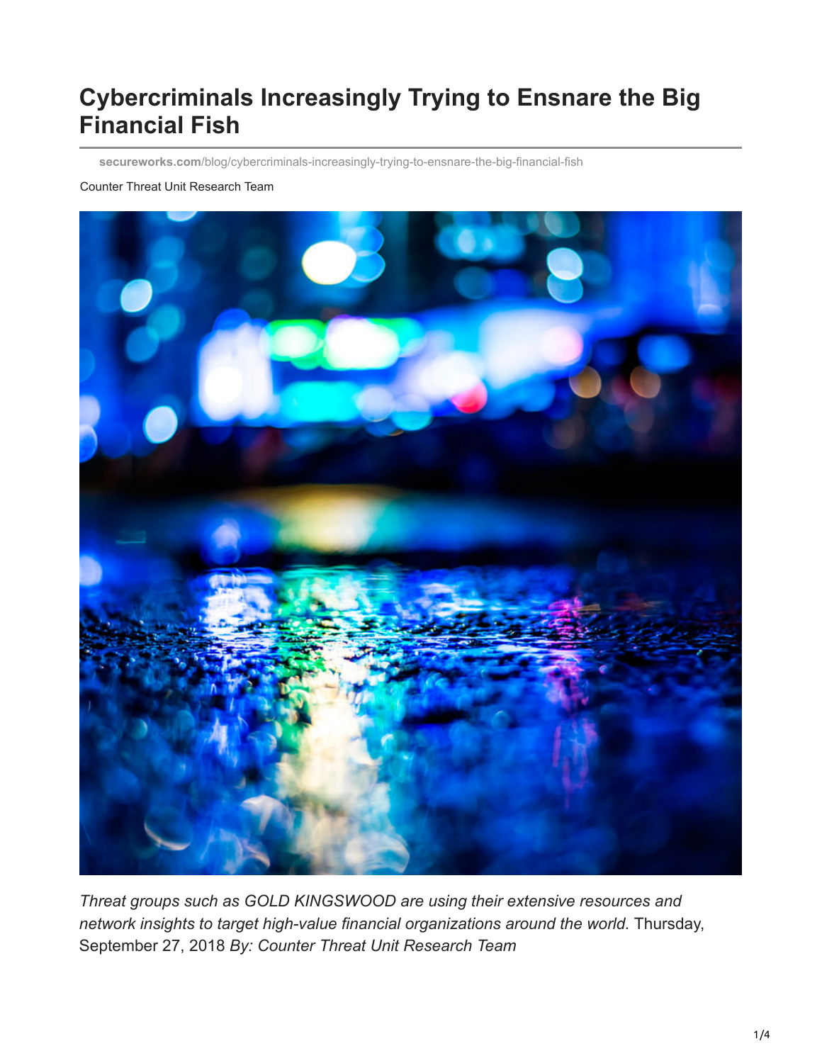# Cybercriminals Increasingly Trying to Ensnare the Big Financial Fish

**secureworks.com**/blog/cybercriminals-increasingly-trying-to-ensnare-the-big-financial-fish

Counter Threat Unit Research Team

*Threat groups such as GOLD KINGSWOOD are using their extensive resources and network insights to target high-value financial organizations around the world.* Thursday, September 27, 2018 *By: Counter Threat Unit Research Team*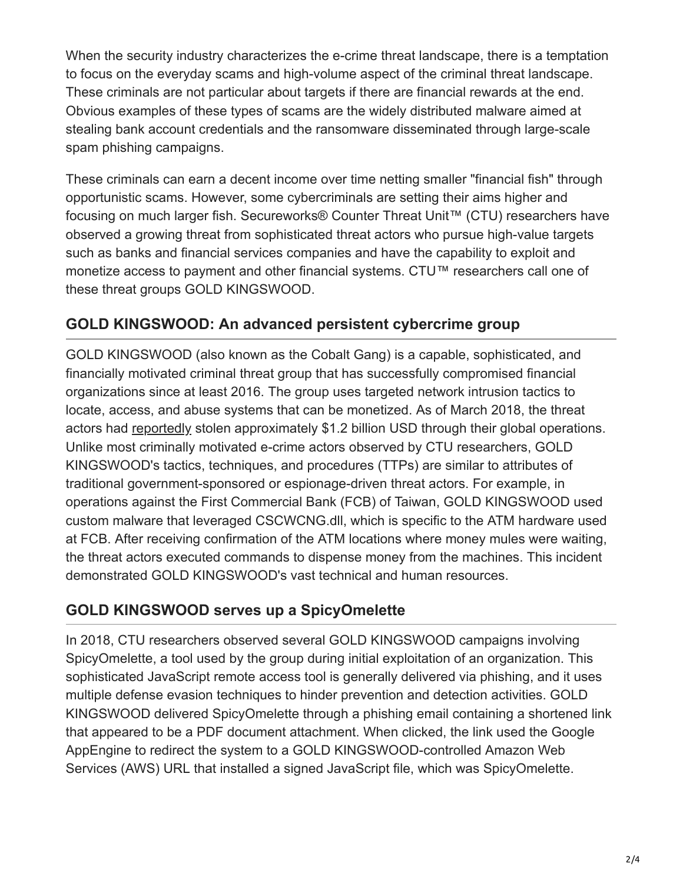When the security industry characterizes the e-crime threat landscape, there is a temptation to focus on the everyday scams and high-volume aspect of the criminal threat landscape. These criminals are not particular about targets if there are financial rewards at the end. Obvious examples of these types of scams are the widely distributed malware aimed at stealing bank account credentials and the ransomware disseminated through large-scale spam phishing campaigns.

These criminals can earn a decent income over time netting smaller "financial fish" through opportunistic scams. However, some cybercriminals are setting their aims higher and focusing on much larger fish. Secureworks® Counter Threat Unit™ (CTU) researchers have observed a growing threat from sophisticated threat actors who pursue high-value targets such as banks and financial services companies and have the capability to exploit and monetize access to payment and other financial systems. CTU™ researchers call one of these threat groups GOLD KINGSWOOD.

## GOLD KINGSWOOD: An advanced persistent cybercrime group

GOLD KINGSWOOD (also known as the Cobalt Gang) is a capable, sophisticated, and financially motivated criminal threat group that has successfully compromised financial organizations since at least 2016. The group uses targeted network intrusion tactics to locate, access, and abuse systems that can be monetized. As of March 2018, the threat actors had reportedly stolen approximately $1.2 billion USD through their global operations. Unlike most criminally motivated e-crime actors observed by CTU researchers, GOLD KINGSWOOD's tactics, techniques, and procedures (TTPs) are similar to attributes of traditional government-sponsored or espionage-driven threat actors. For example, in operations against the First Commercial Bank (FCB) of Taiwan, GOLD KINGSWOOD used custom malware that leveraged CSCWCNG.dll, which is specific to the ATM hardware used at FCB. After receiving confirmation of the ATM locations where money mules were waiting, the threat actors executed commands to dispense money from the machines. This incident demonstrated GOLD KINGSWOOD's vast technical and human resources.

## GOLD KINGSWOOD serves up a SpicyOmelette

In 2018, CTU researchers observed several GOLD KINGSWOOD campaigns involving SpicyOmelette, a tool used by the group during initial exploitation of an organization. This sophisticated JavaScript remote access tool is generally delivered via phishing, and it uses multiple defense evasion techniques to hinder prevention and detection activities. GOLD KINGSWOOD delivered SpicyOmelette through a phishing email containing a shortened link that appeared to be a PDF document attachment. When clicked, the link used the Google AppEngine to redirect the system to a GOLD KINGSWOOD-controlled Amazon Web Services (AWS) URL that installed a signed JavaScript file, which was SpicyOmelette.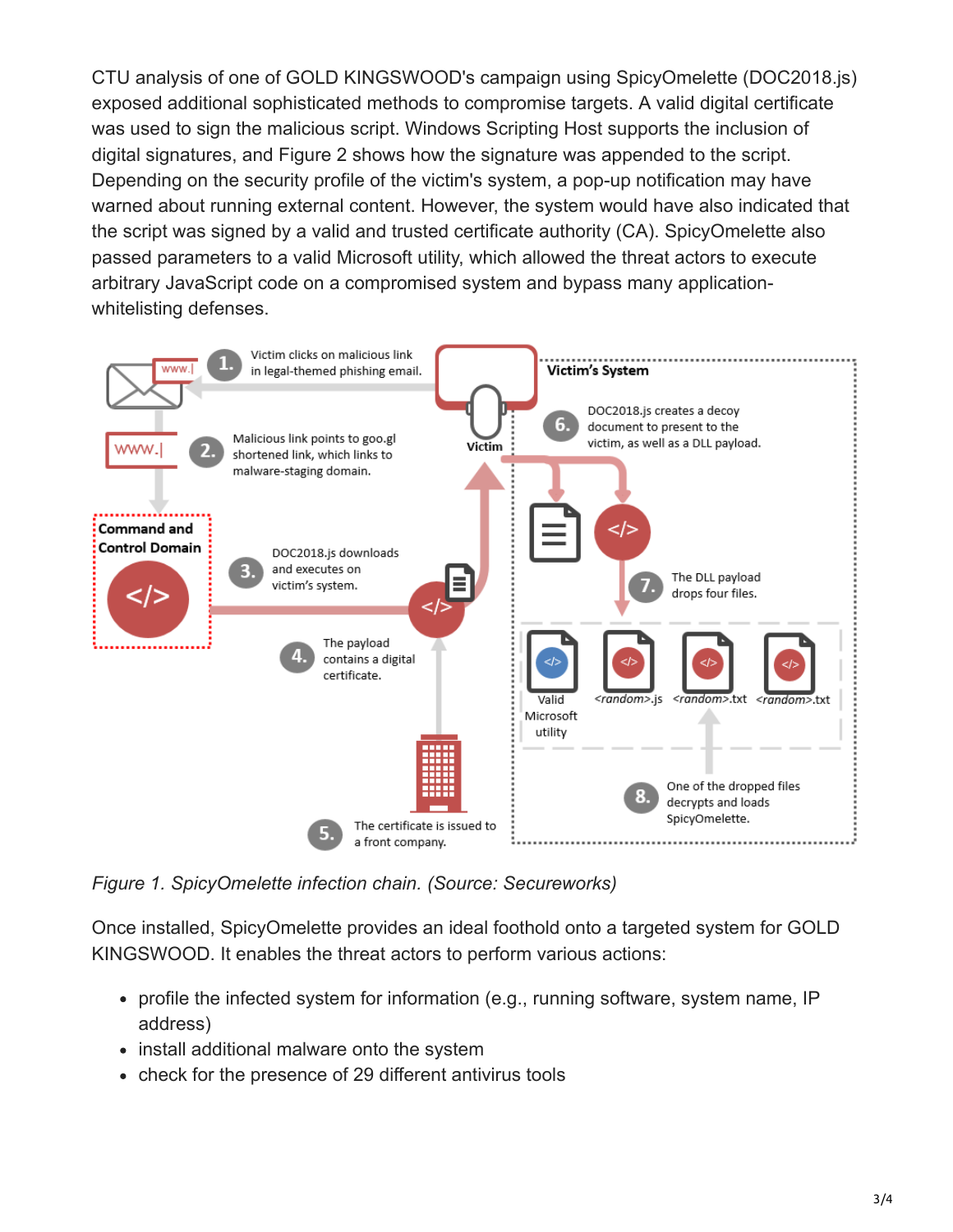CTU analysis of one of GOLD KINGSWOOD's campaign using SpicyOmelette (DOC2018.js) exposed additional sophisticated methods to compromise targets. A valid digital certificate was used to sign the malicious script. Windows Scripting Host supports the inclusion of digital signatures, and Figure 2 shows how the signature was appended to the script. Depending on the security profile of the victim's system, a pop-up notification may have warned about running external content. However, the system would have also indicated that the script was signed by a valid and trusted certificate authority (CA). SpicyOmelette also passed parameters to a valid Microsoft utility, which allowed the threat actors to execute arbitrary JavaScript code on a compromised system and bypass many application-whitelisting defenses.

1. Victim clicks on malicious link in legal-themed phishing email.
2. Malicious link points to goo.gl shortened link, which links to malware-staging domain.
3. DOC2018.js downloads and executes on victim's system.
4. The payload contains a digital certificate.
5. The certificate is issued to a front company.
6. DOC2018.js creates a decoy document to present to the victim, as well as a DLL payload.
7. The DLL payload drops four files.
8. One of the dropped files decrypts and loads SpicyOmelette.

Command and Control Domain

Victim

Victim's System

Valid Microsoft utility

<random>.js

<random>.txt

<random>.txt

*Figure 1. SpicyOmelette infection chain. (Source: Secureworks)*

Once installed, SpicyOmelette provides an ideal foothold onto a targeted system for GOLD KINGSWOOD. It enables the threat actors to perform various actions:

- profile the infected system for information (e.g., running software, system name, IP address)
- install additional malware onto the system
- check for the presence of 29 different antivirus tools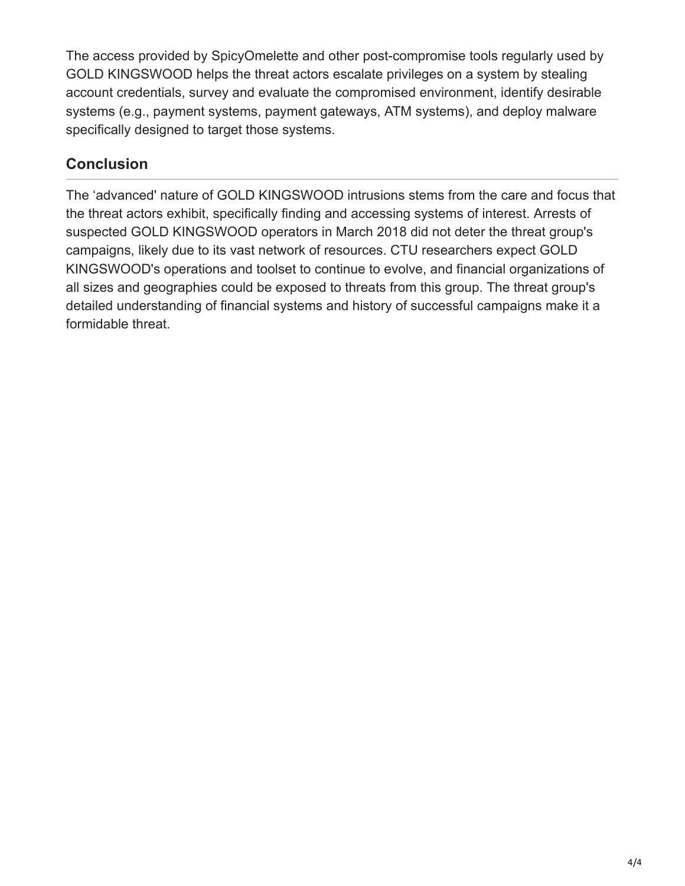The access provided by SpicyOmelette and other post-compromise tools regularly used by GOLD KINGSWOOD helps the threat actors escalate privileges on a system by stealing account credentials, survey and evaluate the compromised environment, identify desirable systems (e.g., payment systems, payment gateways, ATM systems), and deploy malware specifically designed to target those systems.

## Conclusion

The ‘advanced' nature of GOLD KINGSWOOD intrusions stems from the care and focus that the threat actors exhibit, specifically finding and accessing systems of interest. Arrests of suspected GOLD KINGSWOOD operators in March 2018 did not deter the threat group's campaigns, likely due to its vast network of resources. CTU researchers expect GOLD KINGSWOOD's operations and toolset to continue to evolve, and financial organizations of all sizes and geographies could be exposed to threats from this group. The threat group's detailed understanding of financial systems and history of successful campaigns make it a formidable threat.